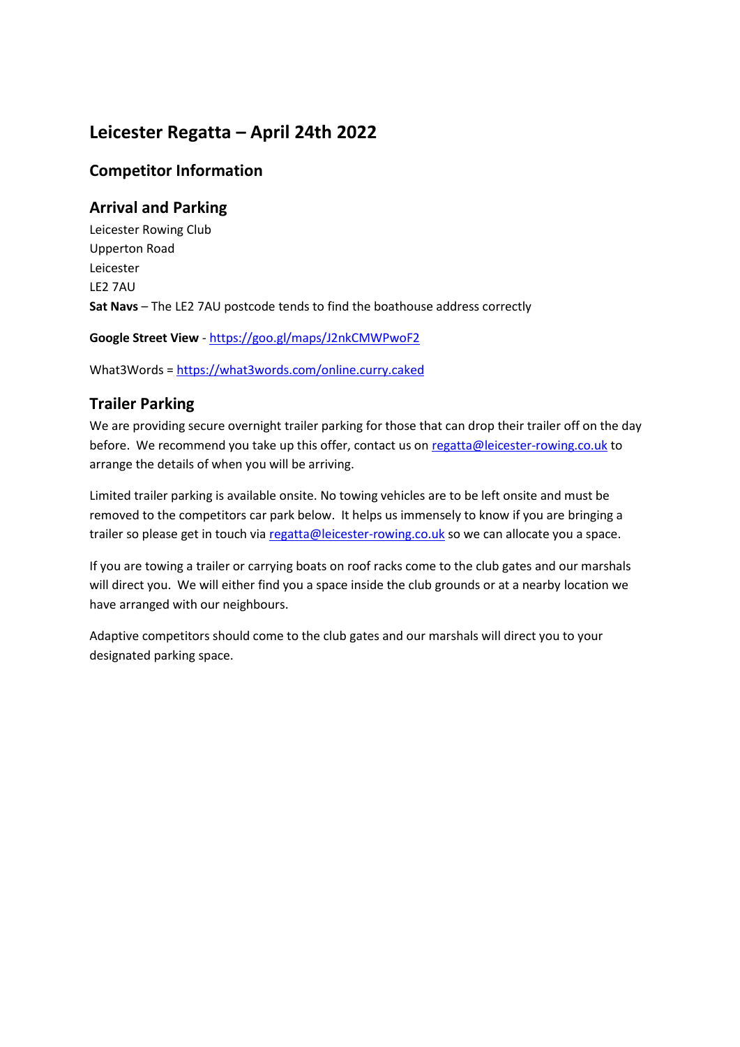# Leicester Regatta – April 24th 2022

## Competitor Information

## Arrival and Parking

Leicester Rowing Club
Upperton Road
Leicester
LE2 7AU

**Sat Navs** – The LE2 7AU postcode tends to find the boathouse address correctly

**Google Street View** - https://goo.gl/maps/J2nkCMWPwoF2

What3Words = https://what3words.com/online.curry.caked

## Trailer Parking

We are providing secure overnight trailer parking for those that can drop their trailer off on the day before. We recommend you take up this offer, contact us on regatta@leicester-rowing.co.uk to arrange the details of when you will be arriving.

Limited trailer parking is available onsite. No towing vehicles are to be left onsite and must be removed to the competitors car park below. It helps us immensely to know if you are bringing a trailer so please get in touch via regatta@leicester-rowing.co.uk so we can allocate you a space.

If you are towing a trailer or carrying boats on roof racks come to the club gates and our marshals will direct you. We will either find you a space inside the club grounds or at a nearby location we have arranged with our neighbours.

Adaptive competitors should come to the club gates and our marshals will direct you to your designated parking space.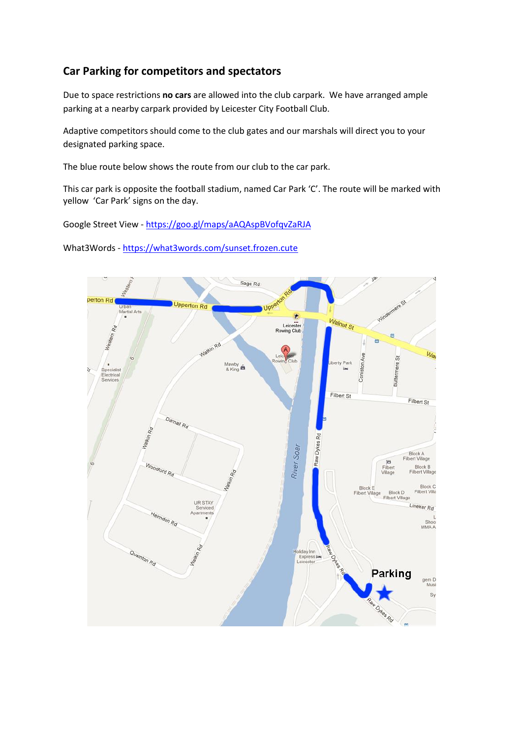## Car Parking for competitors and spectators

Due to space restrictions **no cars** are allowed into the club carpark. We have arranged ample parking at a nearby carpark provided by Leicester City Football Club.

Adaptive competitors should come to the club gates and our marshals will direct you to your designated parking space.

The blue route below shows the route from our club to the car park.

This car park is opposite the football stadium, named Car Park 'C'. The route will be marked with yellow 'Car Park' signs on the day.

Google Street View - https://goo.gl/maps/aAQAspBVofqvZaRJA

What3Words - https://what3words.com/sunset.frozen.cute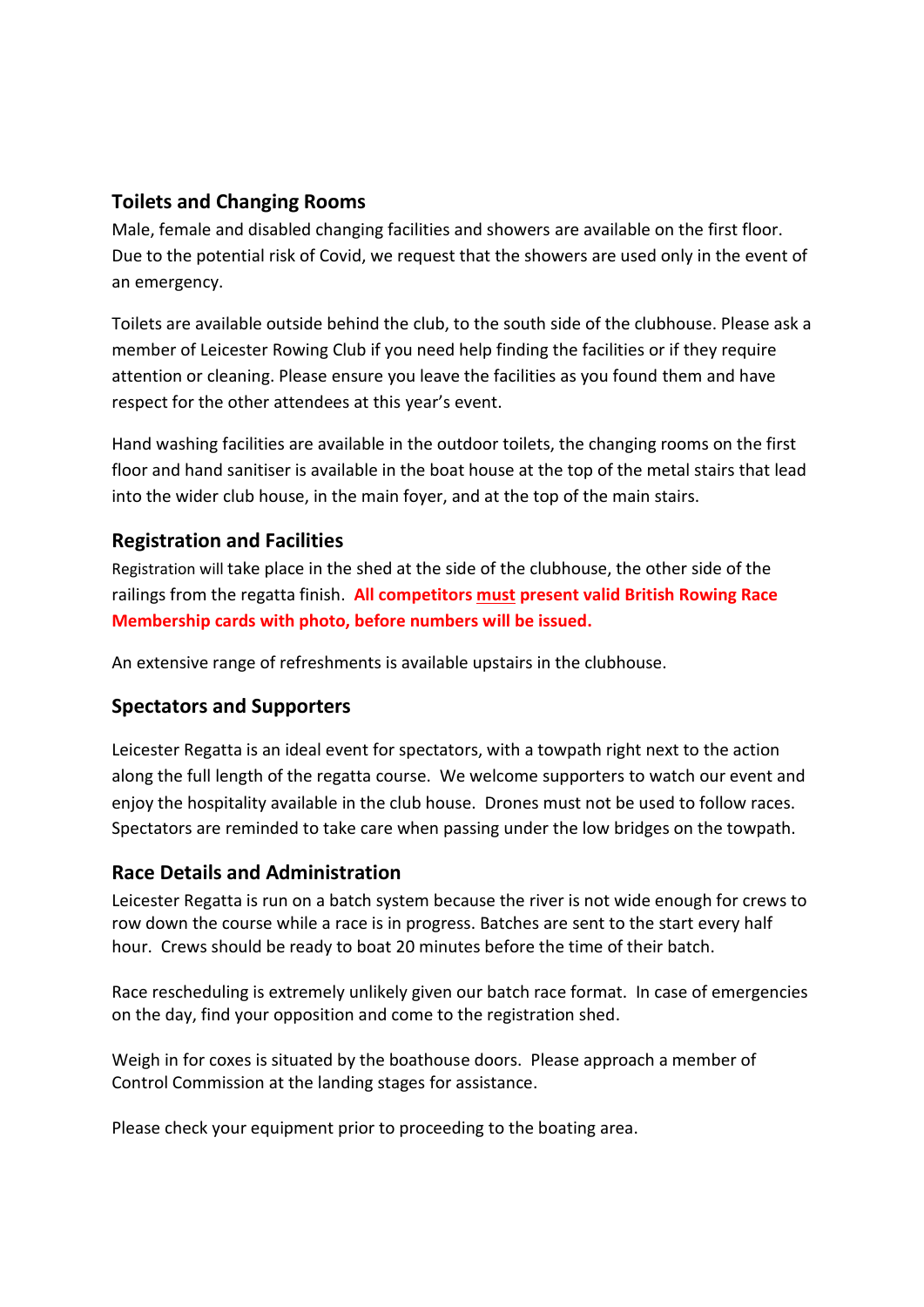## Toilets and Changing Rooms

Male, female and disabled changing facilities and showers are available on the first floor. Due to the potential risk of Covid, we request that the showers are used only in the event of an emergency.

Toilets are available outside behind the club, to the south side of the clubhouse. Please ask a member of Leicester Rowing Club if you need help finding the facilities or if they require attention or cleaning. Please ensure you leave the facilities as you found them and have respect for the other attendees at this year's event.

Hand washing facilities are available in the outdoor toilets, the changing rooms on the first floor and hand sanitiser is available in the boat house at the top of the metal stairs that lead into the wider club house, in the main foyer, and at the top of the main stairs.

## Registration and Facilities

Registration will take place in the shed at the side of the clubhouse, the other side of the railings from the regatta finish. **All competitors <u>must</u> present valid British Rowing Race Membership cards with photo, before numbers will be issued.**

An extensive range of refreshments is available upstairs in the clubhouse.

## Spectators and Supporters

Leicester Regatta is an ideal event for spectators, with a towpath right next to the action along the full length of the regatta course. We welcome supporters to watch our event and enjoy the hospitality available in the club house. Drones must not be used to follow races. Spectators are reminded to take care when passing under the low bridges on the towpath.

## Race Details and Administration

Leicester Regatta is run on a batch system because the river is not wide enough for crews to row down the course while a race is in progress. Batches are sent to the start every half hour. Crews should be ready to boat 20 minutes before the time of their batch.

Race rescheduling is extremely unlikely given our batch race format. In case of emergencies on the day, find your opposition and come to the registration shed.

Weigh in for coxes is situated by the boathouse doors. Please approach a member of Control Commission at the landing stages for assistance.

Please check your equipment prior to proceeding to the boating area.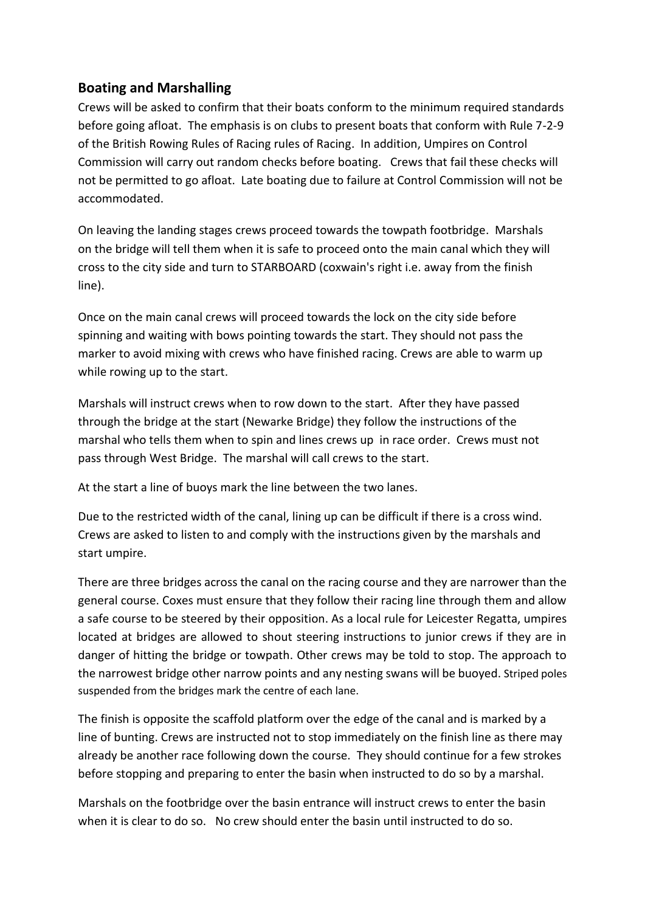## Boating and Marshalling

Crews will be asked to confirm that their boats conform to the minimum required standards before going afloat. The emphasis is on clubs to present boats that conform with Rule 7-2-9 of the British Rowing Rules of Racing rules of Racing. In addition, Umpires on Control Commission will carry out random checks before boating. Crews that fail these checks will not be permitted to go afloat. Late boating due to failure at Control Commission will not be accommodated.

On leaving the landing stages crews proceed towards the towpath footbridge. Marshals on the bridge will tell them when it is safe to proceed onto the main canal which they will cross to the city side and turn to STARBOARD (coxwain's right i.e. away from the finish line).

Once on the main canal crews will proceed towards the lock on the city side before spinning and waiting with bows pointing towards the start. They should not pass the marker to avoid mixing with crews who have finished racing. Crews are able to warm up while rowing up to the start.

Marshals will instruct crews when to row down to the start. After they have passed through the bridge at the start (Newarke Bridge) they follow the instructions of the marshal who tells them when to spin and lines crews up in race order. Crews must not pass through West Bridge. The marshal will call crews to the start.

At the start a line of buoys mark the line between the two lanes.

Due to the restricted width of the canal, lining up can be difficult if there is a cross wind. Crews are asked to listen to and comply with the instructions given by the marshals and start umpire.

There are three bridges across the canal on the racing course and they are narrower than the general course. Coxes must ensure that they follow their racing line through them and allow a safe course to be steered by their opposition. As a local rule for Leicester Regatta, umpires located at bridges are allowed to shout steering instructions to junior crews if they are in danger of hitting the bridge or towpath. Other crews may be told to stop. The approach to the narrowest bridge other narrow points and any nesting swans will be buoyed. Striped poles suspended from the bridges mark the centre of each lane.

The finish is opposite the scaffold platform over the edge of the canal and is marked by a line of bunting. Crews are instructed not to stop immediately on the finish line as there may already be another race following down the course. They should continue for a few strokes before stopping and preparing to enter the basin when instructed to do so by a marshal.

Marshals on the footbridge over the basin entrance will instruct crews to enter the basin when it is clear to do so. No crew should enter the basin until instructed to do so.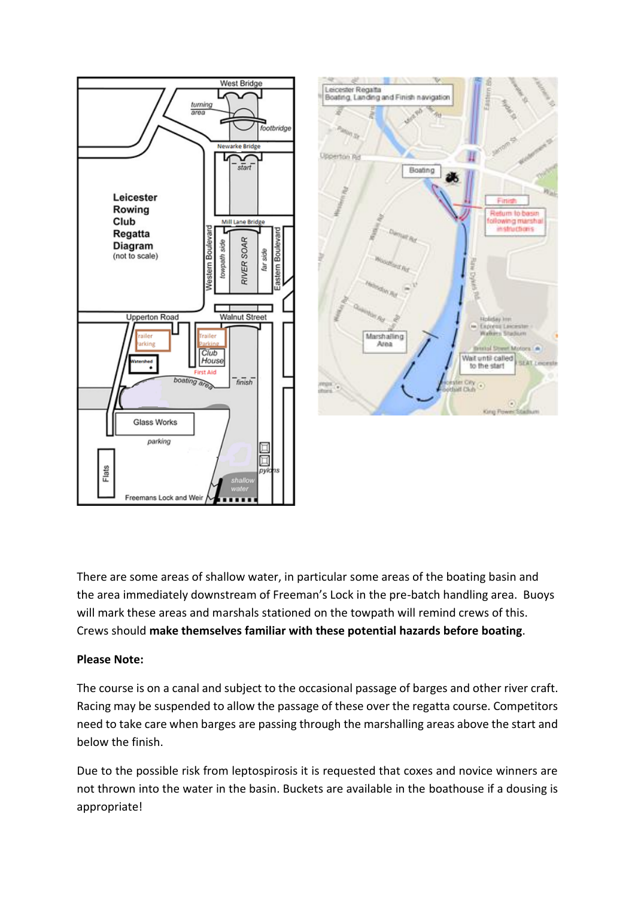There are some areas of shallow water, in particular some areas of the boating basin and the area immediately downstream of Freeman's Lock in the pre-batch handling area. Buoys will mark these areas and marshals stationed on the towpath will remind crews of this. Crews should **make themselves familiar with these potential hazards before boating**.

**Please Note:**

The course is on a canal and subject to the occasional passage of barges and other river craft. Racing may be suspended to allow the passage of these over the regatta course. Competitors need to take care when barges are passing through the marshalling areas above the start and below the finish.

Due to the possible risk from leptospirosis it is requested that coxes and novice winners are not thrown into the water in the basin. Buckets are available in the boathouse if a dousing is appropriate!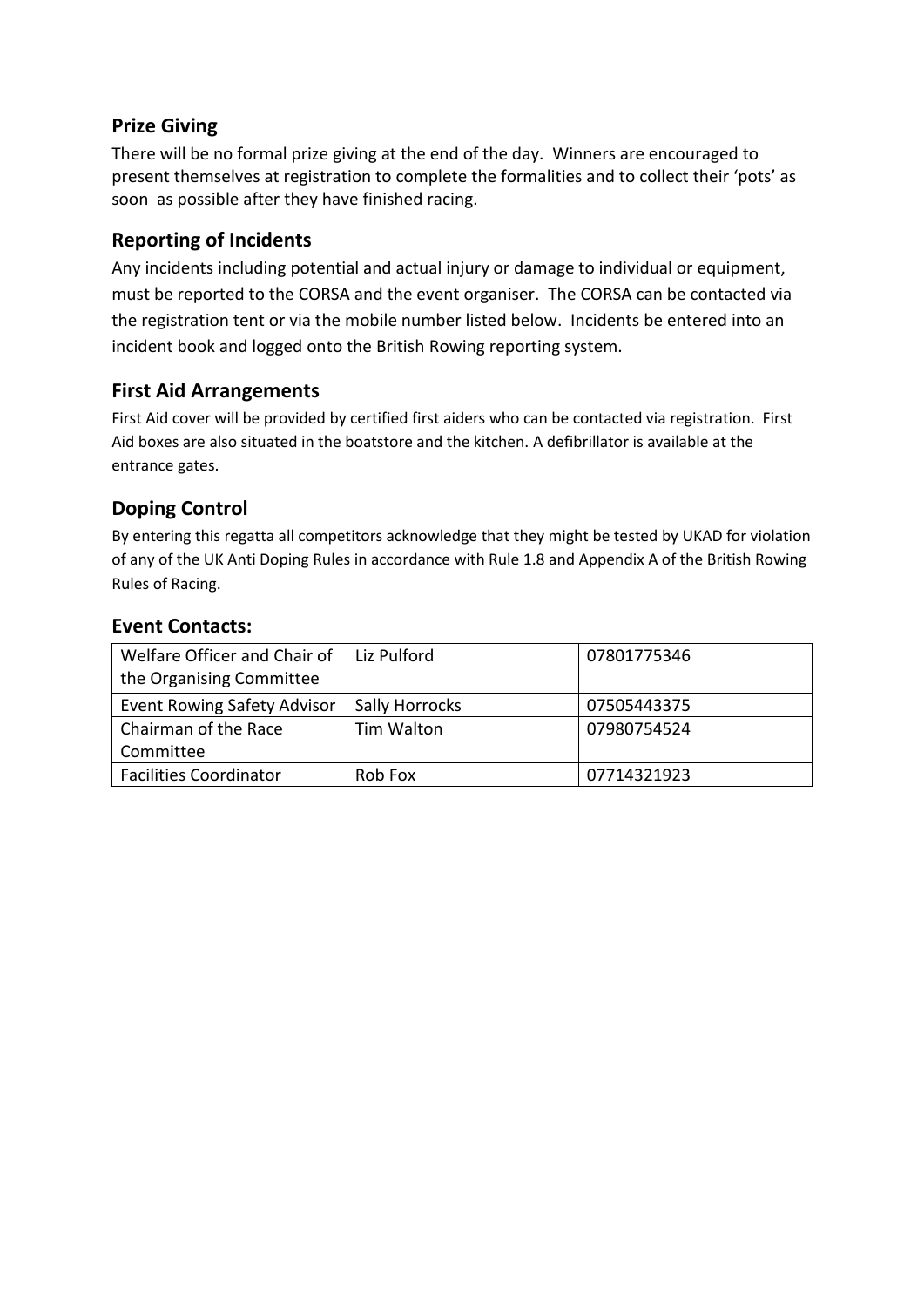## Prize Giving

There will be no formal prize giving at the end of the day. Winners are encouraged to present themselves at registration to complete the formalities and to collect their 'pots' as soon as possible after they have finished racing.

## Reporting of Incidents

Any incidents including potential and actual injury or damage to individual or equipment, must be reported to the CORSA and the event organiser. The CORSA can be contacted via the registration tent or via the mobile number listed below. Incidents be entered into an incident book and logged onto the British Rowing reporting system.

## First Aid Arrangements

First Aid cover will be provided by certified first aiders who can be contacted via registration. First Aid boxes are also situated in the boatstore and the kitchen. A defibrillator is available at the entrance gates.

## Doping Control

By entering this regatta all competitors acknowledge that they might be tested by UKAD for violation of any of the UK Anti Doping Rules in accordance with Rule 1.8 and Appendix A of the British Rowing Rules of Racing.

## Event Contacts:

| | | |
|---|---|---|
| Welfare Officer and Chair of the Organising Committee | Liz Pulford | 07801775346 |
| Event Rowing Safety Advisor | Sally Horrocks | 07505443375 |
| Chairman of the Race Committee | Tim Walton | 07980754524 |
| Facilities Coordinator | Rob Fox | 07714321923 |